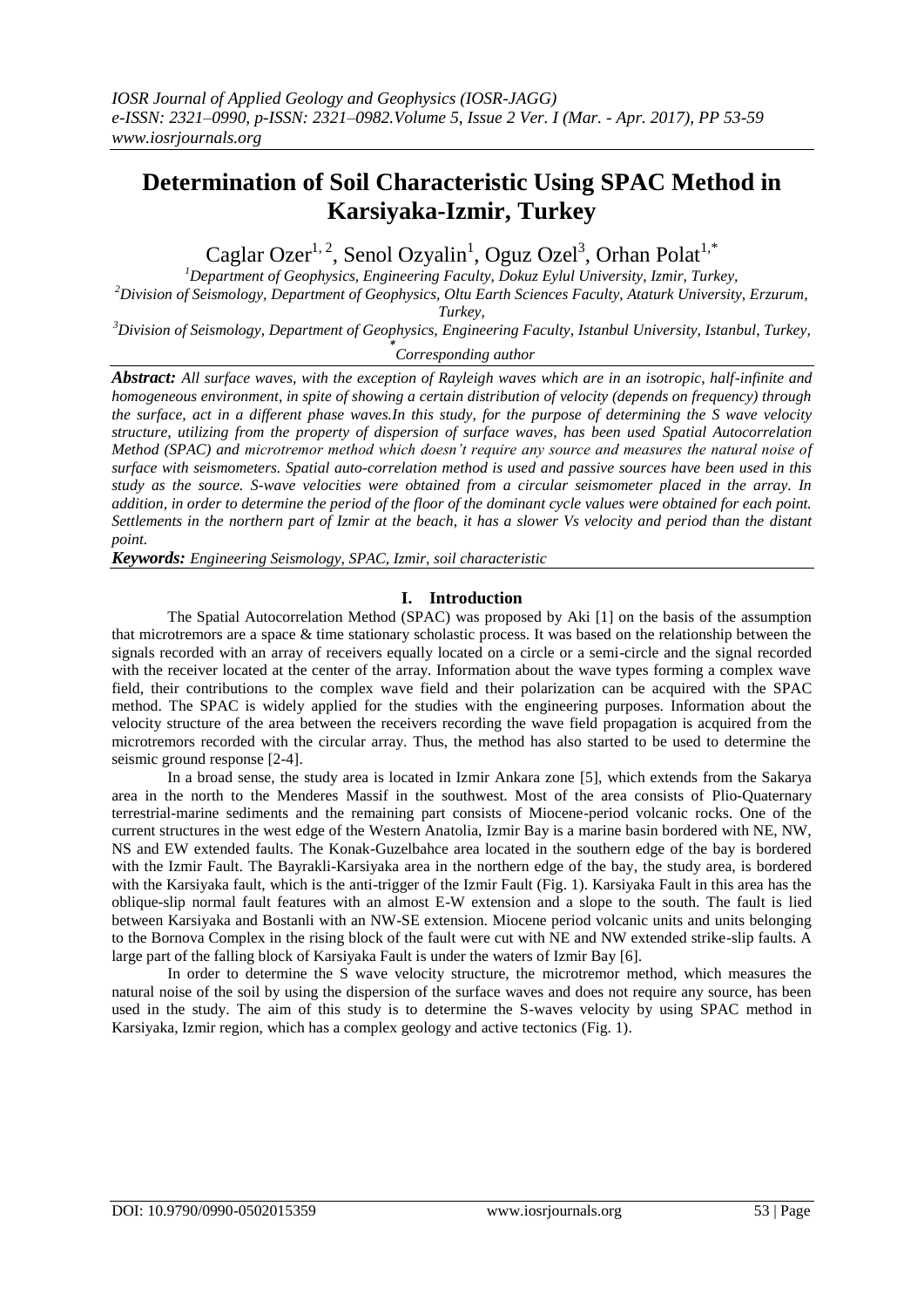# Determination of Soil Characteristic Using SPAC Method in Karsiyaka-Izmir, Turkey

Caglar Ozer[1, 2], Senol Ozyalin[1], Oguz Ozel[3], Orhan Polat[1,*]

[1]Department of Geophysics, Engineering Faculty, Dokuz Eylul University, Izmir, Turkey,

[2]Division of Seismology, Department of Geophysics, Oltu Earth Sciences Faculty, Ataturk University, Erzurum, Turkey,

[3]Division of Seismology, Department of Geophysics, Engineering Faculty, Istanbul University, Istanbul, Turkey,

[*]Corresponding author

***Abstract:*** *All surface waves, with the exception of Rayleigh waves which are in an isotropic, half-infinite and homogeneous environment, in spite of showing a certain distribution of velocity (depends on frequency) through the surface, act in a different phase waves.In this study, for the purpose of determining the S wave velocity structure, utilizing from the property of dispersion of surface waves, has been used Spatial Autocorrelation Method (SPAC) and microtremor method which doesn't require any source and measures the natural noise of surface with seismometers. Spatial auto-correlation method is used and passive sources have been used in this study as the source. S-wave velocities were obtained from a circular seismometer placed in the array. In addition, in order to determine the period of the floor of the dominant cycle values were obtained for each point. Settlements in the northern part of Izmir at the beach, it has a slower Vs velocity and period than the distant point.*

***Keywords:*** *Engineering Seismology, SPAC, Izmir, soil characteristic*

## I. Introduction

The Spatial Autocorrelation Method (SPAC) was proposed by Aki [1] on the basis of the assumption that microtremors are a space & time stationary scholastic process. It was based on the relationship between the signals recorded with an array of receivers equally located on a circle or a semi-circle and the signal recorded with the receiver located at the center of the array. Information about the wave types forming a complex wave field, their contributions to the complex wave field and their polarization can be acquired with the SPAC method. The SPAC is widely applied for the studies with the engineering purposes. Information about the velocity structure of the area between the receivers recording the wave field propagation is acquired from the microtremors recorded with the circular array. Thus, the method has also started to be used to determine the seismic ground response [2-4].

In a broad sense, the study area is located in Izmir Ankara zone [5], which extends from the Sakarya area in the north to the Menderes Massif in the southwest. Most of the area consists of Plio-Quaternary terrestrial-marine sediments and the remaining part consists of Miocene-period volcanic rocks. One of the current structures in the west edge of the Western Anatolia, Izmir Bay is a marine basin bordered with NE, NW, NS and EW extended faults. The Konak-Guzelbahce area located in the southern edge of the bay is bordered with the Izmir Fault. The Bayrakli-Karsiyaka area in the northern edge of the bay, the study area, is bordered with the Karsiyaka fault, which is the anti-trigger of the Izmir Fault (Fig. 1). Karsiyaka Fault in this area has the oblique-slip normal fault features with an almost E-W extension and a slope to the south. The fault is lied between Karsiyaka and Bostanli with an NW-SE extension. Miocene period volcanic units and units belonging to the Bornova Complex in the rising block of the fault were cut with NE and NW extended strike-slip faults. A large part of the falling block of Karsiyaka Fault is under the waters of Izmir Bay [6].

In order to determine the S wave velocity structure, the microtremor method, which measures the natural noise of the soil by using the dispersion of the surface waves and does not require any source, has been used in the study. The aim of this study is to determine the S-waves velocity by using SPAC method in Karsiyaka, Izmir region, which has a complex geology and active tectonics (Fig. 1).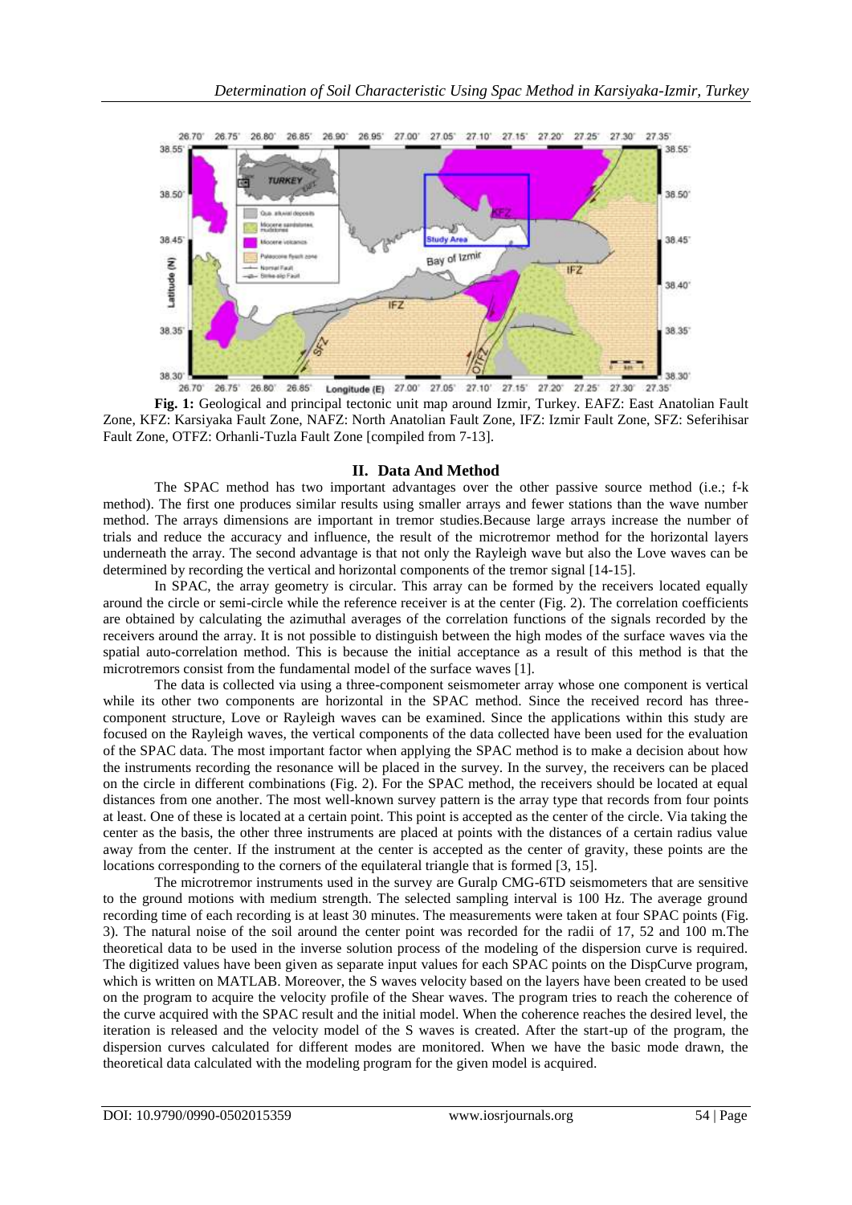**Fig. 1:** Geological and principal tectonic unit map around Izmir, Turkey. EAFZ: East Anatolian Fault Zone, KFZ: Karsiyaka Fault Zone, NAFZ: North Anatolian Fault Zone, IFZ: Izmir Fault Zone, SFZ: Seferihisar Fault Zone, OTFZ: Orhanli-Tuzla Fault Zone [compiled from 7-13].

## II. Data And Method

The SPAC method has two important advantages over the other passive source method (i.e.; f-k method). The first one produces similar results using smaller arrays and fewer stations than the wave number method. The arrays dimensions are important in tremor studies.Because large arrays increase the number of trials and reduce the accuracy and influence, the result of the microtremor method for the horizontal layers underneath the array. The second advantage is that not only the Rayleigh wave but also the Love waves can be determined by recording the vertical and horizontal components of the tremor signal [14-15].

In SPAC, the array geometry is circular. This array can be formed by the receivers located equally around the circle or semi-circle while the reference receiver is at the center (Fig. 2). The correlation coefficients are obtained by calculating the azimuthal averages of the correlation functions of the signals recorded by the receivers around the array. It is not possible to distinguish between the high modes of the surface waves via the spatial auto-correlation method. This is because the initial acceptance as a result of this method is that the microtremors consist from the fundamental model of the surface waves [1].

The data is collected via using a three-component seismometer array whose one component is vertical while its other two components are horizontal in the SPAC method. Since the received record has three-component structure, Love or Rayleigh waves can be examined. Since the applications within this study are focused on the Rayleigh waves, the vertical components of the data collected have been used for the evaluation of the SPAC data. The most important factor when applying the SPAC method is to make a decision about how the instruments recording the resonance will be placed in the survey. In the survey, the receivers can be placed on the circle in different combinations (Fig. 2). For the SPAC method, the receivers should be located at equal distances from one another. The most well-known survey pattern is the array type that records from four points at least. One of these is located at a central point. This point is accepted as the center of the circle. Via taking the center as the basis, the other three instruments are placed at points with the distances of a certain radius value away from the center. If the instrument at the center is accepted as the center of gravity, these points are the locations corresponding to the corners of the equilateral triangle that is formed [3, 15].

The microtremor instruments used in the survey are Guralp CMG-6TD seismometers that are sensitive to the ground motions with medium strength. The selected sampling interval is 100 Hz. The average ground recording time of each recording is at least 30 minutes. The measurements were taken at four SPAC points (Fig. 3). The natural noise of the soil around the center point was recorded for the radii of 17, 52 and 100 m.The theoretical data to be used in the inverse solution process of the modeling of the dispersion curve is required. The digitized values have been given as separate input values for each SPAC points on the DispCurve program, which is written on MATLAB. Moreover, the S waves velocity based on the layers have been created to be used on the program to acquire the velocity profile of the Shear waves. The program tries to reach the coherence of the curve acquired with the SPAC result and the initial model. When the coherence reaches the desired level, the iteration is released and the velocity model of the S waves is created. After the start-up of the program, the dispersion curves calculated for different modes are monitored. When we have the basic mode drawn, the theoretical data calculated with the modeling program for the given model is acquired.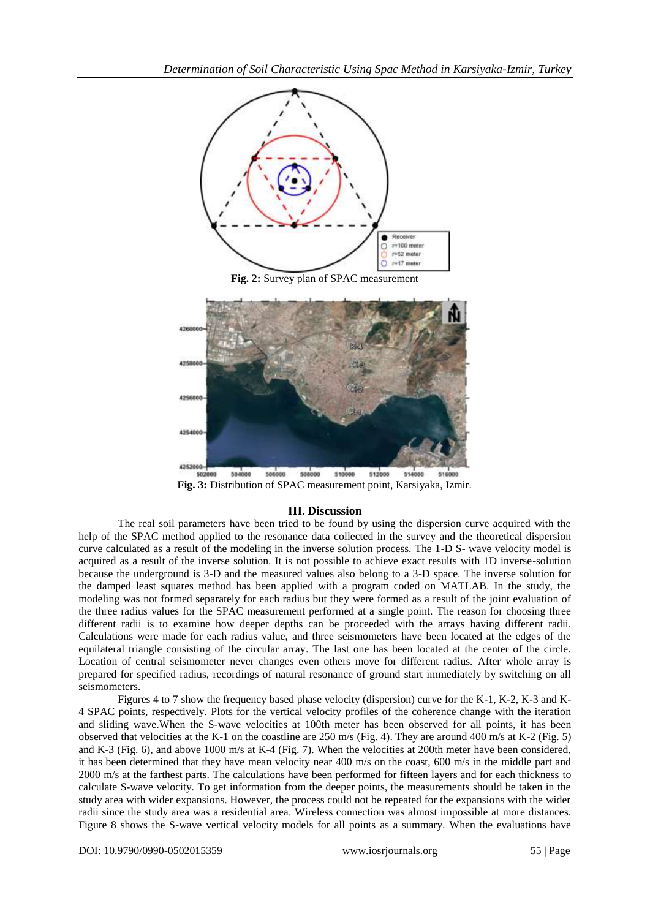**Fig. 2:** Survey plan of SPAC measurement

**Fig. 3:** Distribution of SPAC measurement point, Karsiyaka, Izmir.

## III. Discussion

The real soil parameters have been tried to be found by using the dispersion curve acquired with the help of the SPAC method applied to the resonance data collected in the survey and the theoretical dispersion curve calculated as a result of the modeling in the inverse solution process. The 1-D S- wave velocity model is acquired as a result of the inverse solution. It is not possible to achieve exact results with 1D inverse-solution because the underground is 3-D and the measured values also belong to a 3-D space. The inverse solution for the damped least squares method has been applied with a program coded on MATLAB. In the study, the modeling was not formed separately for each radius but they were formed as a result of the joint evaluation of the three radius values for the SPAC measurement performed at a single point. The reason for choosing three different radii is to examine how deeper depths can be proceeded with the arrays having different radii. Calculations were made for each radius value, and three seismometers have been located at the edges of the equilateral triangle consisting of the circular array. The last one has been located at the center of the circle. Location of central seismometer never changes even others move for different radius. After whole array is prepared for specified radius, recordings of natural resonance of ground start immediately by switching on all seismometers.

Figures 4 to 7 show the frequency based phase velocity (dispersion) curve for the K-1, K-2, K-3 and K-4 SPAC points, respectively. Plots for the vertical velocity profiles of the coherence change with the iteration and sliding wave.When the S-wave velocities at 100th meter has been observed for all points, it has been observed that velocities at the K-1 on the coastline are 250 m/s (Fig. 4). They are around 400 m/s at K-2 (Fig. 5) and K-3 (Fig. 6), and above 1000 m/s at K-4 (Fig. 7). When the velocities at 200th meter have been considered, it has been determined that they have mean velocity near 400 m/s on the coast, 600 m/s in the middle part and 2000 m/s at the farthest parts. The calculations have been performed for fifteen layers and for each thickness to calculate S-wave velocity. To get information from the deeper points, the measurements should be taken in the study area with wider expansions. However, the process could not be repeated for the expansions with the wider radii since the study area was a residential area. Wireless connection was almost impossible at more distances. Figure 8 shows the S-wave vertical velocity models for all points as a summary. When the evaluations have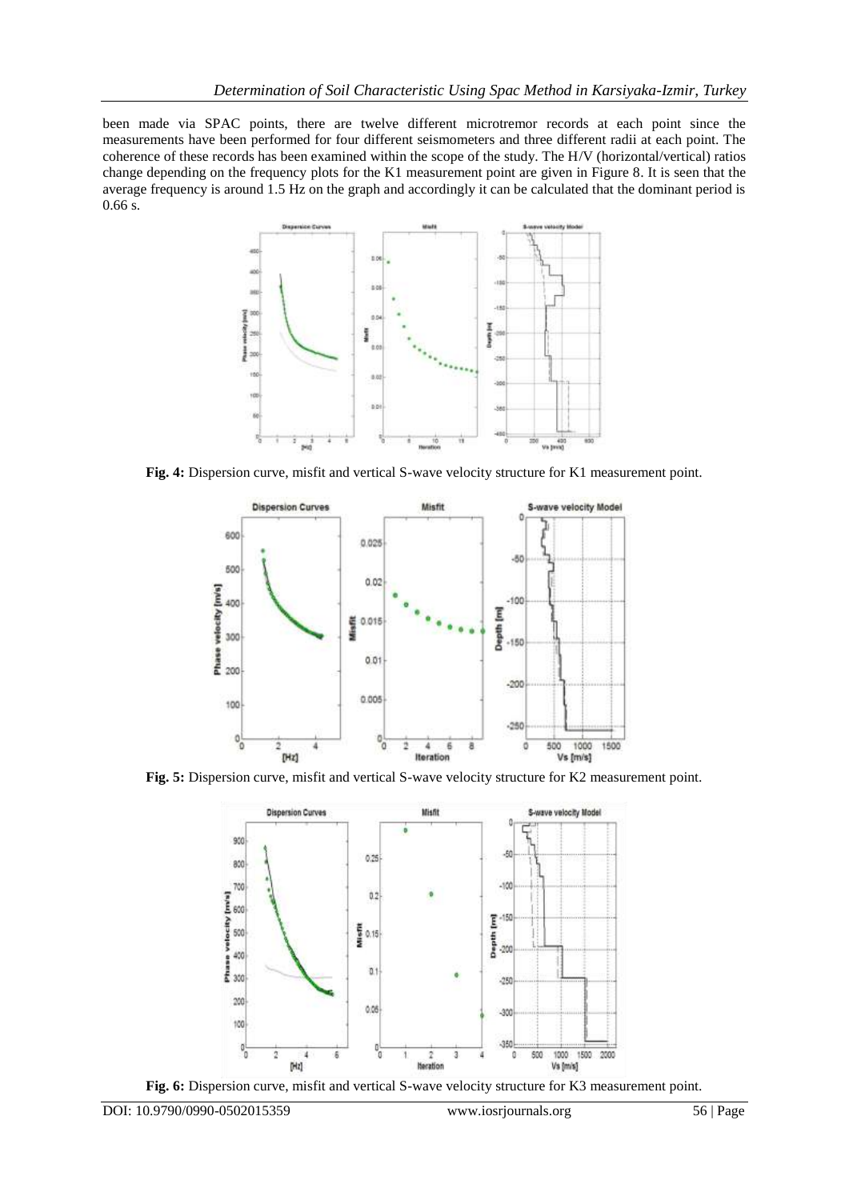been made via SPAC points, there are twelve different microtremor records at each point since the measurements have been performed for four different seismometers and three different radii at each point. The coherence of these records has been examined within the scope of the study. The H/V (horizontal/vertical) ratios change depending on the frequency plots for the K1 measurement point are given in Figure 8. It is seen that the average frequency is around 1.5 Hz on the graph and accordingly it can be calculated that the dominant period is 0.66 s.

**Fig. 4:** Dispersion curve, misfit and vertical S-wave velocity structure for K1 measurement point.

**Fig. 5:** Dispersion curve, misfit and vertical S-wave velocity structure for K2 measurement point.

**Fig. 6:** Dispersion curve, misfit and vertical S-wave velocity structure for K3 measurement point.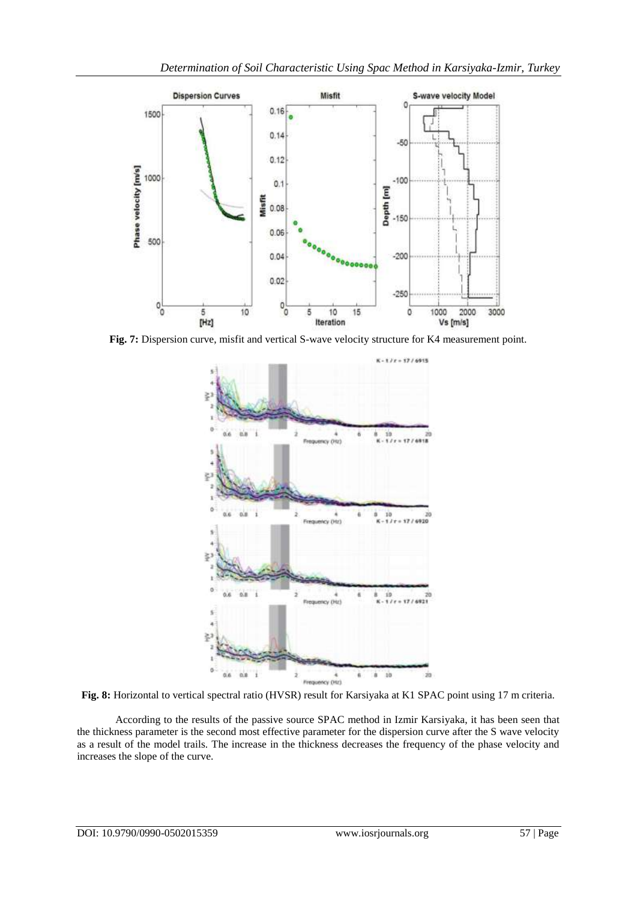**Fig. 7:** Dispersion curve, misfit and vertical S-wave velocity structure for K4 measurement point.

**Fig. 8:** Horizontal to vertical spectral ratio (HVSR) result for Karsiyaka at K1 SPAC point using 17 m criteria.

According to the results of the passive source SPAC method in Izmir Karsiyaka, it has been seen that the thickness parameter is the second most effective parameter for the dispersion curve after the S wave velocity as a result of the model trails. The increase in the thickness decreases the frequency of the phase velocity and increases the slope of the curve.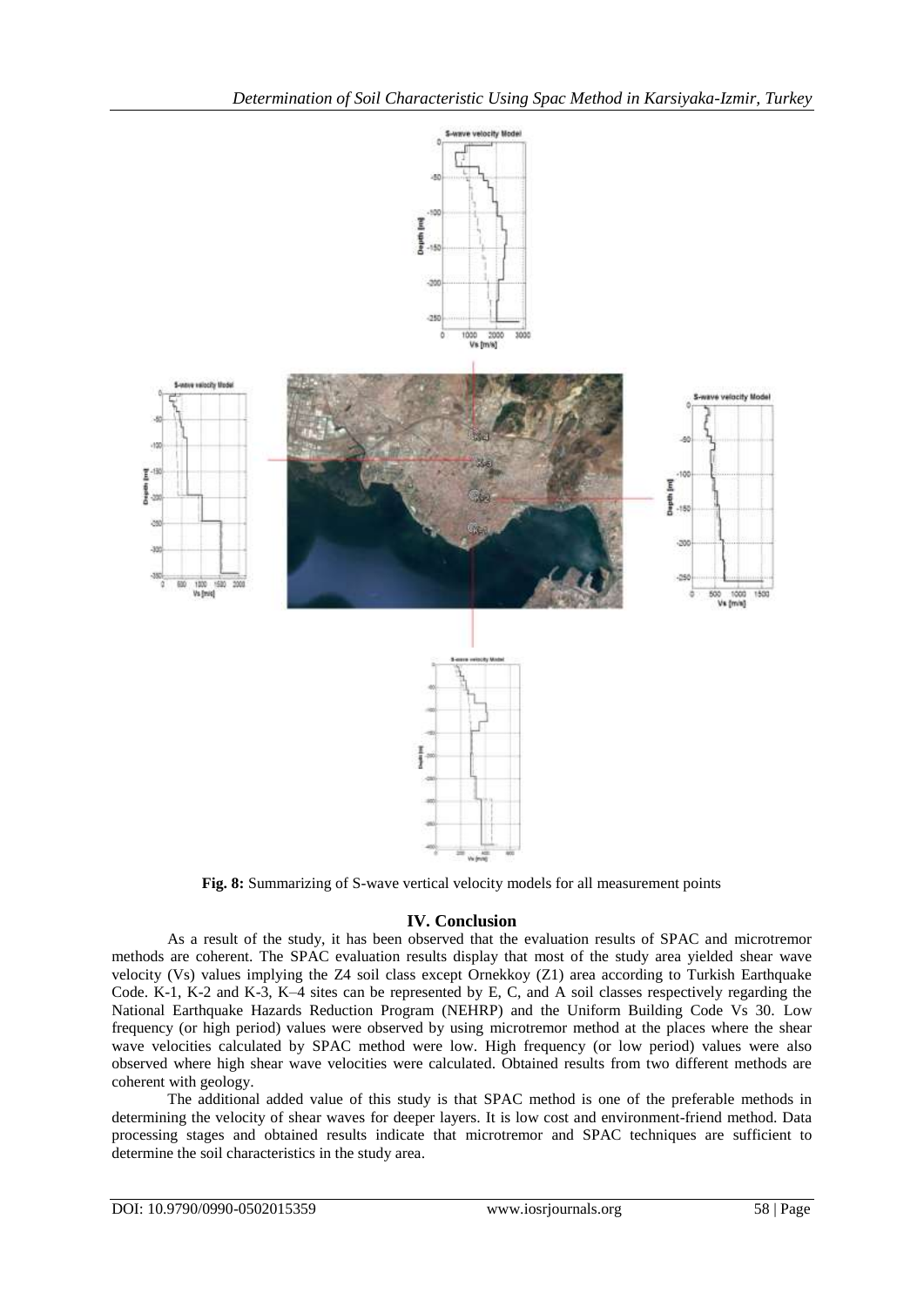**Fig. 8:** Summarizing of S-wave vertical velocity models for all measurement points

## IV. Conclusion

As a result of the study, it has been observed that the evaluation results of SPAC and microtremor methods are coherent. The SPAC evaluation results display that most of the study area yielded shear wave velocity (Vs) values implying the Z4 soil class except Ornekkoy (Z1) area according to Turkish Earthquake Code. K-1, K-2 and K-3, K–4 sites can be represented by E, C, and A soil classes respectively regarding the National Earthquake Hazards Reduction Program (NEHRP) and the Uniform Building Code Vs 30. Low frequency (or high period) values were observed by using microtremor method at the places where the shear wave velocities calculated by SPAC method were low. High frequency (or low period) values were also observed where high shear wave velocities were calculated. Obtained results from two different methods are coherent with geology.

The additional added value of this study is that SPAC method is one of the preferable methods in determining the velocity of shear waves for deeper layers. It is low cost and environment-friend method. Data processing stages and obtained results indicate that microtremor and SPAC techniques are sufficient to determine the soil characteristics in the study area.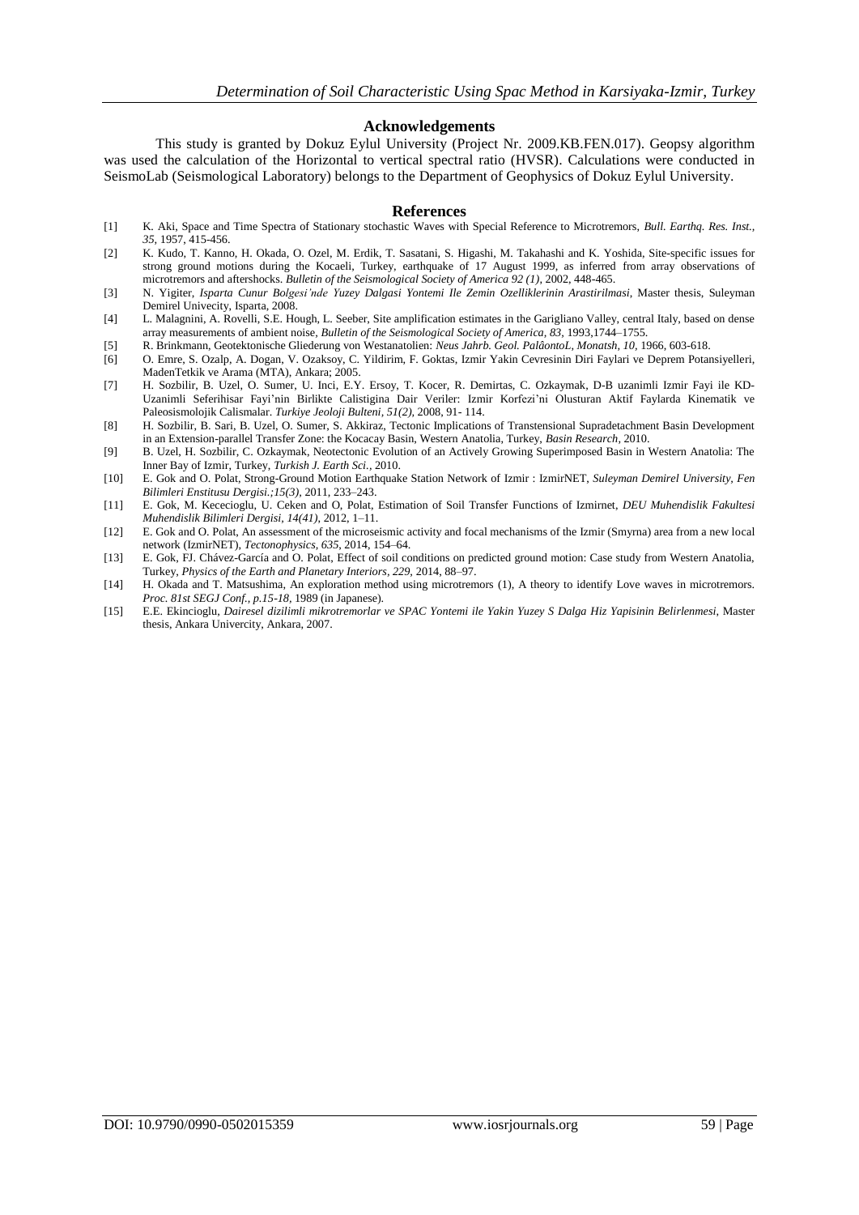## Acknowledgements

This study is granted by Dokuz Eylul University (Project Nr. 2009.KB.FEN.017). Geopsy algorithm was used the calculation of the Horizontal to vertical spectral ratio (HVSR). Calculations were conducted in SeismoLab (Seismological Laboratory) belongs to the Department of Geophysics of Dokuz Eylul University.

## References

[1] K. Aki, Space and Time Spectra of Stationary stochastic Waves with Special Reference to Microtremors, *Bull. Earthq. Res. Inst., 35*, 1957, 415-456.

[2] K. Kudo, T. Kanno, H. Okada, O. Ozel, M. Erdik, T. Sasatani, S. Higashi, M. Takahashi and K. Yoshida, Site-specific issues for strong ground motions during the Kocaeli, Turkey, earthquake of 17 August 1999, as inferred from array observations of microtremors and aftershocks. *Bulletin of the Seismological Society of America 92 (1)*, 2002, 448-465.

[3] N. Yigiter, *Isparta Cunur Bolgesi'nde Yuzey Dalgasi Yontemi Ile Zemin Ozelliklerinin Arastirilmasi*, Master thesis, Suleyman Demirel Univecity, Isparta, 2008.

[4] L. Malagnini, A. Rovelli, S.E. Hough, L. Seeber, Site amplification estimates in the Garigliano Valley, central Italy, based on dense array measurements of ambient noise, *Bulletin of the Seismological Society of America, 83*, 1993,1744–1755.

[5] R. Brinkmann, Geotektonische Gliederung von Westanatolien: *Neus Jahrb. Geol. Palâontol., Monatsh, 10*, 1966, 603-618.

[6] O. Emre, S. Ozalp, A. Dogan, V. Ozaksoy, C. Yildirim, F. Goktas, Izmir Yakin Cevresinin Diri Faylari ve Deprem Potansiyelleri, MadenTetkik ve Arama (MTA), Ankara; 2005.

[7] H. Sozbilir, B. Uzel, O. Sumer, U. Inci, E.Y. Ersoy, T. Kocer, R. Demirtas, C. Ozkaymak, D-B uzanimli Izmir Fayi ile KD-Uzanimli Seferihisar Fayi'nin Birlikte Calistigina Dair Veriler: Izmir Korfezi'ni Olusturan Aktif Faylarda Kinematik ve Paleosismolojik Calismalar. *Turkiye Jeoloji Bulteni, 51(2)*, 2008, 91- 114.

[8] H. Sozbilir, B. Sari, B. Uzel, O. Sumer, S. Akkiraz, Tectonic Implications of Transtensional Supradetachment Basin Development in an Extension-parallel Transfer Zone: the Kocacay Basin, Western Anatolia, Turkey, *Basin Research*, 2010.

[9] B. Uzel, H. Sozbilir, C. Ozkaymak, Neotectonic Evolution of an Actively Growing Superimposed Basin in Western Anatolia: The Inner Bay of Izmir, Turkey, *Turkish J. Earth Sci.*, 2010.

[10] E. Gok and O. Polat, Strong-Ground Motion Earthquake Station Network of Izmir : IzmirNET, *Suleyman Demirel University, Fen Bilimleri Enstitusu Dergisi.;15(3)*, 2011, 233–243.

[11] E. Gok, M. Kececioglu, U. Ceken and O, Polat, Estimation of Soil Transfer Functions of Izmirnet, *DEU Muhendislik Fakultesi Muhendislik Bilimleri Dergisi, 14(41)*, 2012, 1–11.

[12] E. Gok and O. Polat, An assessment of the microseismic activity and focal mechanisms of the Izmir (Smyrna) area from a new local network (IzmirNET), *Tectonophysics, 635*, 2014, 154–64.

[13] E. Gok, FJ. Chávez-García and O. Polat, Effect of soil conditions on predicted ground motion: Case study from Western Anatolia, Turkey, *Physics of the Earth and Planetary Interiors, 229*, 2014, 88–97.

[14] H. Okada and T. Matsushima, An exploration method using microtremors (1), A theory to identify Love waves in microtremors. *Proc. 81st SEGJ Conf., p.15-18*, 1989 (in Japanese).

[15] E.E. Ekincioglu, *Dairesel dizilimli mikrotremorlar ve SPAC Yontemi ile Yakin Yuzey S Dalga Hiz Yapisinin Belirlenmesi*, Master thesis, Ankara Univercity, Ankara, 2007.